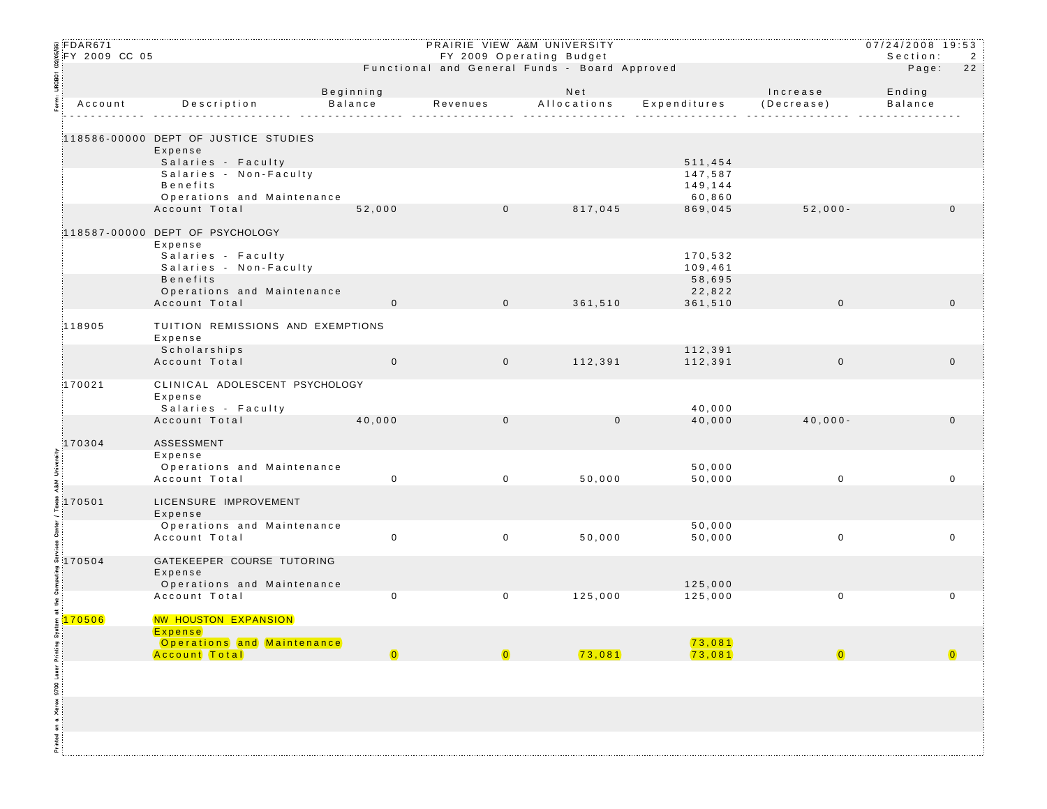FDAR671 | PRAIRIE VIEW A&M UNIVERSITY | 07/24/2008 19:53
FY 2009 CC 05 | FY 2009 Operating Budget | Section: 2
Functional and General Funds - Board Approved | Page: 22

| Account | Description | Beginning Balance | Revenues | Net Allocations | Expenditures | Increase (Decrease) | Ending Balance |
|---|---|---|---|---|---|---|---|
| 118586-00000 | DEPT OF JUSTICE STUDIES | | | | | | |
| | Expense | | | | | | |
| | Salaries - Faculty | | | | 511,454 | | |
| | Salaries - Non-Faculty | | | | 147,587 | | |
| | Benefits | | | | 149,144 | | |
| | Operations and Maintenance | | | | 60,860 | | |
| | Account Total | 52,000 | 0 | 817,045 | 869,045 | 52,000- | 0 |
| 118587-00000 | DEPT OF PSYCHOLOGY | | | | | | |
| | Expense | | | | | | |
| | Salaries - Faculty | | | | 170,532 | | |
| | Salaries - Non-Faculty | | | | 109,461 | | |
| | Benefits | | | | 58,695 | | |
| | Operations and Maintenance | | | | 22,822 | | |
| | Account Total | 0 | 0 | 361,510 | 361,510 | 0 | 0 |
| 118905 | TUITION REMISSIONS AND EXEMPTIONS | | | | | | |
| | Expense | | | | | | |
| | Scholarships | | | | 112,391 | | |
| | Account Total | 0 | 0 | 112,391 | 112,391 | 0 | 0 |
| 170021 | CLINICAL ADOLESCENT PSYCHOLOGY | | | | | | |
| | Expense | | | | | | |
| | Salaries - Faculty | | | | 40,000 | | |
| | Account Total | 40,000 | 0 | 0 | 40,000 | 40,000- | 0 |
| 170304 | ASSESSMENT | | | | | | |
| | Expense | | | | | | |
| | Operations and Maintenance | | | | 50,000 | | |
| | Account Total | 0 | 0 | 50,000 | 50,000 | 0 | 0 |
| 170501 | LICENSURE IMPROVEMENT | | | | | | |
| | Expense | | | | | | |
| | Operations and Maintenance | | | | 50,000 | | |
| | Account Total | 0 | 0 | 50,000 | 50,000 | 0 | 0 |
| 170504 | GATEKEEPER COURSE TUTORING | | | | | | |
| | Expense | | | | | | |
| | Operations and Maintenance | | | | 125,000 | | |
| | Account Total | 0 | 0 | 125,000 | 125,000 | 0 | 0 |
| 170506 | NW HOUSTON EXPANSION | | | | | | |
| | Expense | | | | | | |
| | Operations and Maintenance | | | | 73,081 | | |
| | Account Total | 0 | 0 | 73,081 | 73,081 | 0 | 0 |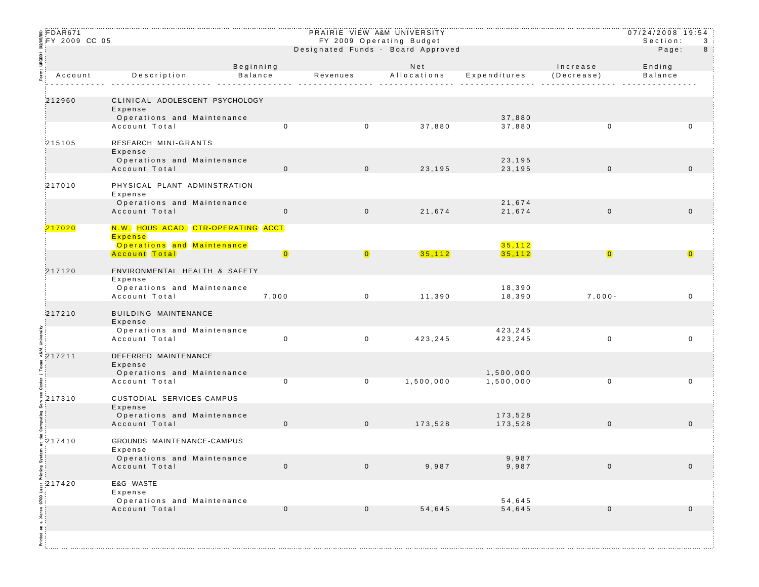FDAR671
FY 2009 CC 05

PRAIRIE VIEW A&M UNIVERSITY
FY 2009 Operating Budget
Designated Funds - Board Approved

07/24/2008 19:54
Section: 3
Page: 8

| Account | Description | Beginning Balance | Revenues | Net Allocations | Expenditures | Increase (Decrease) | Ending Balance |
|---|---|---|---|---|---|---|---|
| 212960 | CLINICAL ADOLESCENT PSYCHOLOGY | | | | | | |
| | Expense | | | | | | |
| | Operations and Maintenance | | | | 37,880 | | |
| | Account Total | 0 | 0 | 37,880 | 37,880 | 0 | 0 |
| 215105 | RESEARCH MINI-GRANTS | | | | | | |
| | Expense | | | | | | |
| | Operations and Maintenance | | | | 23,195 | | |
| | Account Total | 0 | 0 | 23,195 | 23,195 | 0 | 0 |
| 217010 | PHYSICAL PLANT ADMINSTRATION | | | | | | |
| | Expense | | | | | | |
| | Operations and Maintenance | | | | 21,674 | | |
| | Account Total | 0 | 0 | 21,674 | 21,674 | 0 | 0 |
| 217020 | N.W. HOUS ACAD. CTR-OPERATING ACCT | | | | | | |
| | Expense | | | | | | |
| | Operations and Maintenance | | | | 35,112 | | |
| | Account Total | 0 | 0 | 35,112 | 35,112 | 0 | 0 |
| 217120 | ENVIRONMENTAL HEALTH & SAFETY | | | | | | |
| | Expense | | | | | | |
| | Operations and Maintenance | | | | 18,390 | | |
| | Account Total | 7,000 | 0 | 11,390 | 18,390 | 7,000- | 0 |
| 217210 | BUILDING MAINTENANCE | | | | | | |
| | Expense | | | | | | |
| | Operations and Maintenance | | | | 423,245 | | |
| | Account Total | 0 | 0 | 423,245 | 423,245 | 0 | 0 |
| 217211 | DEFERRED MAINTENANCE | | | | | | |
| | Expense | | | | | | |
| | Operations and Maintenance | | | | 1,500,000 | | |
| | Account Total | 0 | 0 | 1,500,000 | 1,500,000 | 0 | 0 |
| 217310 | CUSTODIAL SERVICES-CAMPUS | | | | | | |
| | Expense | | | | | | |
| | Operations and Maintenance | | | | 173,528 | | |
| | Account Total | 0 | 0 | 173,528 | 173,528 | 0 | 0 |
| 217410 | GROUNDS MAINTENANCE-CAMPUS | | | | | | |
| | Expense | | | | | | |
| | Operations and Maintenance | | | | 9,987 | | |
| | Account Total | 0 | 0 | 9,987 | 9,987 | 0 | 0 |
| 217420 | E&G WASTE | | | | | | |
| | Expense | | | | | | |
| | Operations and Maintenance | | | | 54,645 | | |
| | Account Total | 0 | 0 | 54,645 | 54,645 | 0 | 0 |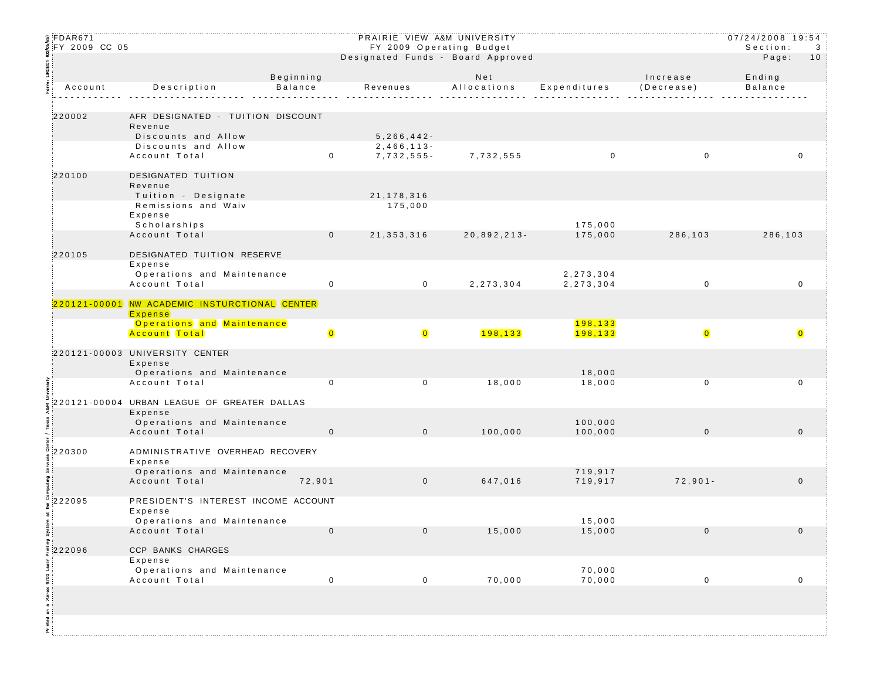FDAR671
FY 2009 CC 05

PRAIRIE VIEW A&M UNIVERSITY
FY 2009 Operating Budget
Designated Funds - Board Approved

07/24/2008 19:54
Section: 3
Page: 10

| Account | Description | Beginning Balance | Revenues | Net Allocations | Expenditures | Increase (Decrease) | Ending Balance |
|---|---|---|---|---|---|---|---|
| 220002 | AFR DESIGNATED - TUITION DISCOUNT | | | | | | |
| | Revenue | | | | | | |
| | Discounts and Allow | | 5,266,442- | | | | |
| | Discounts and Allow | | 2,466,113- | | | | |
| | Account Total | 0 | 7,732,555- | 7,732,555 | 0 | 0 | 0 |
| 220100 | DESIGNATED TUITION | | | | | | |
| | Revenue | | | | | | |
| | Tuition - Designate | | 21,178,316 | | | | |
| | Remissions and Waiv | | 175,000 | | | | |
| | Expense | | | | | | |
| | Scholarships | | | | 175,000 | | |
| | Account Total | 0 | 21,353,316 | 20,892,213- | 175,000 | 286,103 | 286,103 |
| 220105 | DESIGNATED TUITION RESERVE | | | | | | |
| | Expense | | | | | | |
| | Operations and Maintenance | | | | 2,273,304 | | |
| | Account Total | 0 | 0 | 2,273,304 | 2,273,304 | 0 | 0 |
| 220121-00001 | NW ACADEMIC INSTURCTIONAL CENTER | | | | | | |
| | Expense | | | | | | |
| | Operations and Maintenance | | | | 198,133 | | |
| | Account Total | 0 | 0 | 198,133 | 198,133 | 0 | 0 |
| 220121-00003 | UNIVERSITY CENTER | | | | | | |
| | Expense | | | | | | |
| | Operations and Maintenance | | | | 18,000 | | |
| | Account Total | 0 | 0 | 18,000 | 18,000 | 0 | 0 |
| 220121-00004 | URBAN LEAGUE OF GREATER DALLAS | | | | | | |
| | Expense | | | | | | |
| | Operations and Maintenance | | | | 100,000 | | |
| | Account Total | 0 | 0 | 100,000 | 100,000 | 0 | 0 |
| 220300 | ADMINISTRATIVE OVERHEAD RECOVERY | | | | | | |
| | Expense | | | | | | |
| | Operations and Maintenance | | | | 719,917 | | |
| | Account Total | 72,901 | 0 | 647,016 | 719,917 | 72,901- | 0 |
| 222095 | PRESIDENT'S INTEREST INCOME ACCOUNT | | | | | | |
| | Expense | | | | | | |
| | Operations and Maintenance | | | | 15,000 | | |
| | Account Total | 0 | 0 | 15,000 | 15,000 | 0 | 0 |
| 222096 | CCP BANKS CHARGES | | | | | | |
| | Expense | | | | | | |
| | Operations and Maintenance | | | | 70,000 | | |
| | Account Total | 0 | 0 | 70,000 | 70,000 | 0 | 0 |